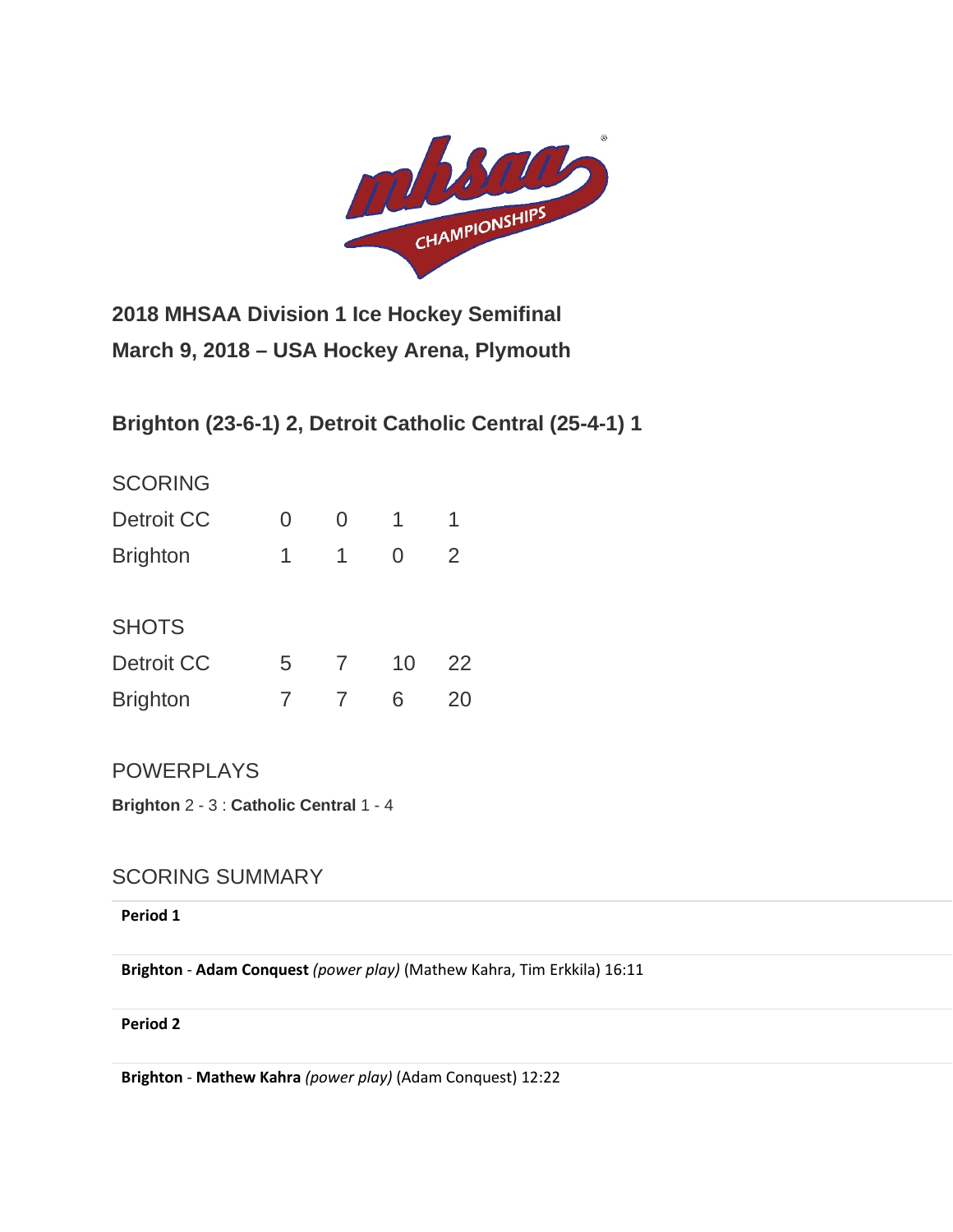## 2018 MHSAA Division 1 Ice Hockey Semifinal

## March 9, 2018 – USA Hockey Arena, Plymouth

### Brighton (23-6-1) 2, Detroit Catholic Central (25-4-1) 1

SCORING

| | | | | |
|---|---|---|---|---|
| Detroit CC | 0 | 0 | 1 | 1 |
| Brighton | 1 | 1 | 0 | 2 |

SHOTS

| | | | | |
|---|---|---|---|---|
| Detroit CC | 5 | 7 | 10 | 22 |
| Brighton | 7 | 7 | 6 | 20 |

POWERPLAYS

**Brighton** 2 - 3 : **Catholic Central** 1 - 4

SCORING SUMMARY

**Period 1**

**Brighton** - **Adam Conquest** *(power play)* (Mathew Kahra, Tim Erkkila) 16:11

**Period 2**

**Brighton** - **Mathew Kahra** *(power play)* (Adam Conquest) 12:22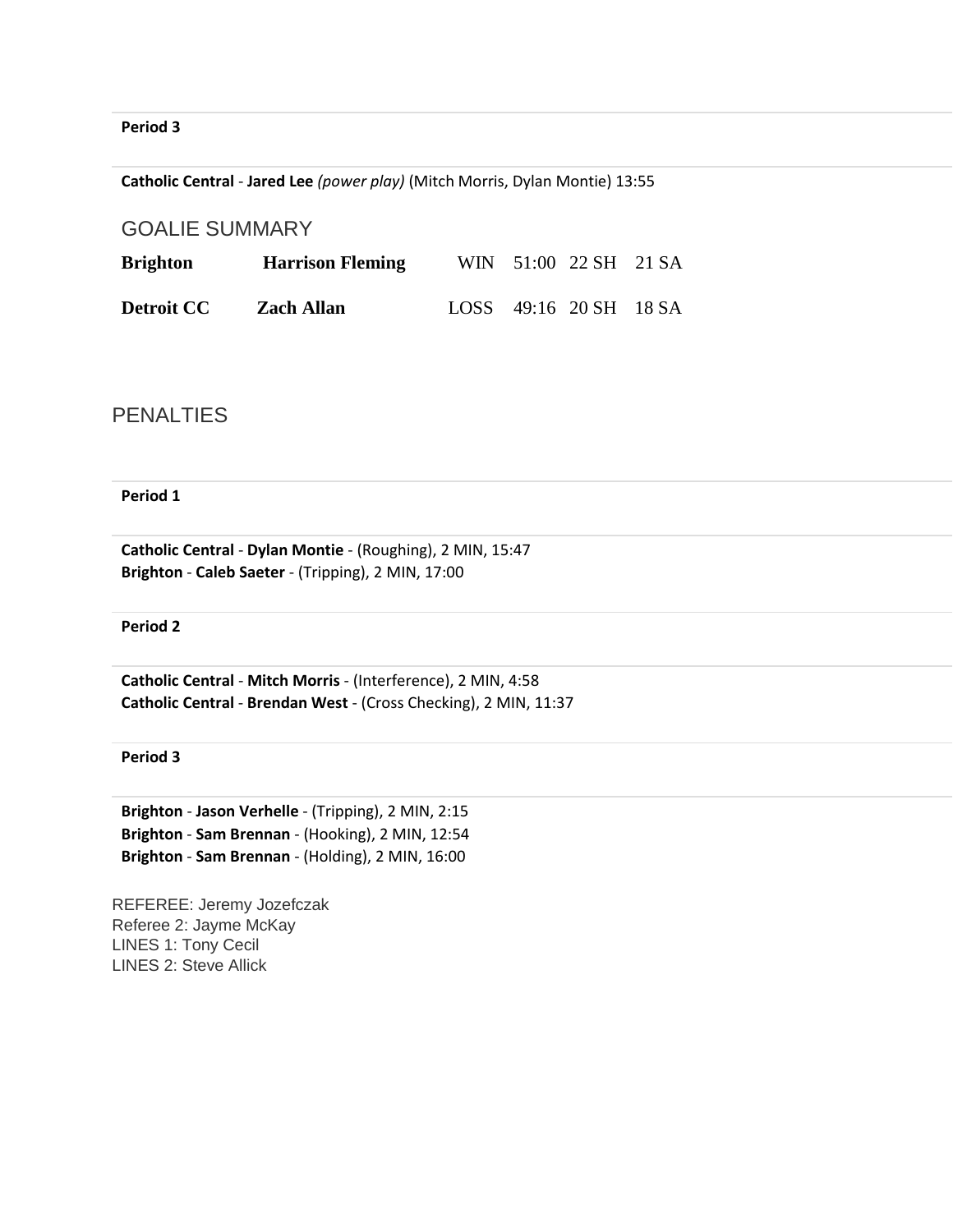**Period 3**

**Catholic Central** - **Jared Lee** *(power play)* (Mitch Morris, Dylan Montie) 13:55

## GOALIE SUMMARY

| | | | | | |
|---|---|---|---|---|---|
| **Brighton** | **Harrison Fleming** | WIN | 51:00 | 22 SH | 21 SA |
| **Detroit CC** | **Zach Allan** | LOSS | 49:16 | 20 SH | 18 SA |

## PENALTIES

**Period 1**

**Catholic Central** - **Dylan Montie** - (Roughing), 2 MIN, 15:47
**Brighton** - **Caleb Saeter** - (Tripping), 2 MIN, 17:00

**Period 2**

**Catholic Central** - **Mitch Morris** - (Interference), 2 MIN, 4:58
**Catholic Central** - **Brendan West** - (Cross Checking), 2 MIN, 11:37

**Period 3**

**Brighton** - **Jason Verhelle** - (Tripping), 2 MIN, 2:15
**Brighton** - **Sam Brennan** - (Hooking), 2 MIN, 12:54
**Brighton** - **Sam Brennan** - (Holding), 2 MIN, 16:00

REFEREE: Jeremy Jozefczak
Referee 2: Jayme McKay
LINES 1: Tony Cecil
LINES 2: Steve Allick